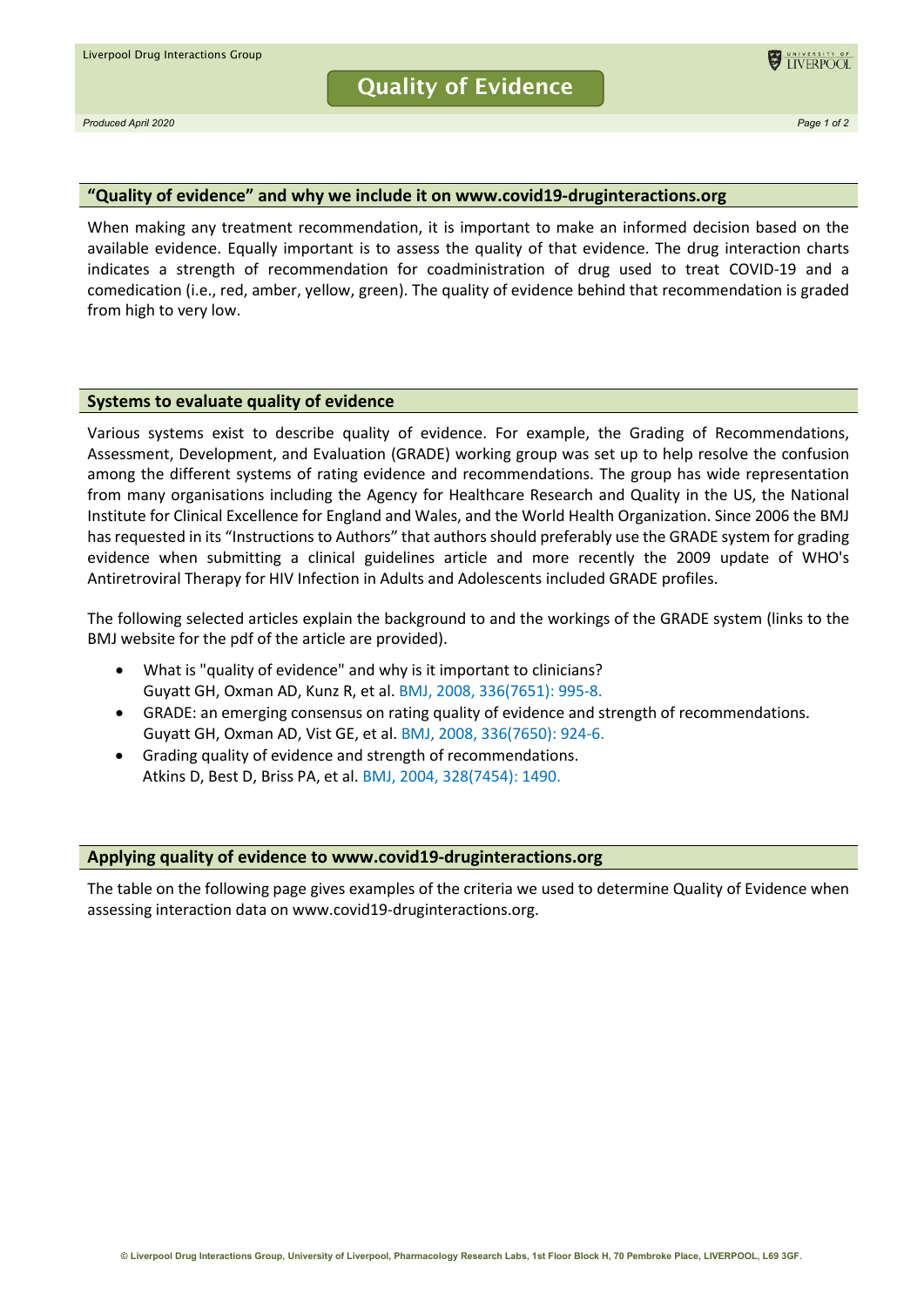# Quality of Evidence

*Produced April 2020*

## "Quality of evidence" and why we include it on www.covid19-druginteractions.org

When making any treatment recommendation, it is important to make an informed decision based on the available evidence. Equally important is to assess the quality of that evidence. The drug interaction charts indicates a strength of recommendation for coadministration of drug used to treat COVID-19 and a comedication (i.e., red, amber, yellow, green). The quality of evidence behind that recommendation is graded from high to very low.

## Systems to evaluate quality of evidence

Various systems exist to describe quality of evidence. For example, the Grading of Recommendations, Assessment, Development, and Evaluation (GRADE) working group was set up to help resolve the confusion among the different systems of rating evidence and recommendations. The group has wide representation from many organisations including the Agency for Healthcare Research and Quality in the US, the National Institute for Clinical Excellence for England and Wales, and the World Health Organization. Since 2006 the BMJ has requested in its "Instructions to Authors" that authors should preferably use the GRADE system for grading evidence when submitting a clinical guidelines article and more recently the 2009 update of WHO's Antiretroviral Therapy for HIV Infection in Adults and Adolescents included GRADE profiles.

The following selected articles explain the background to and the workings of the GRADE system (links to the BMJ website for the pdf of the article are provided).

- What is "quality of evidence" and why is it important to clinicians?
  Guyatt GH, Oxman AD, Kunz R, et al. BMJ, 2008, 336(7651): 995-8.
- GRADE: an emerging consensus on rating quality of evidence and strength of recommendations.
  Guyatt GH, Oxman AD, Vist GE, et al. BMJ, 2008, 336(7650): 924-6.
- Grading quality of evidence and strength of recommendations.
  Atkins D, Best D, Briss PA, et al. BMJ, 2004, 328(7454): 1490.

## Applying quality of evidence to www.covid19-druginteractions.org

The table on the following page gives examples of the criteria we used to determine Quality of Evidence when assessing interaction data on www.covid19-druginteractions.org.

© Liverpool Drug Interactions Group, University of Liverpool, Pharmacology Research Labs, 1st Floor Block H, 70 Pembroke Place, LIVERPOOL, L69 3GF.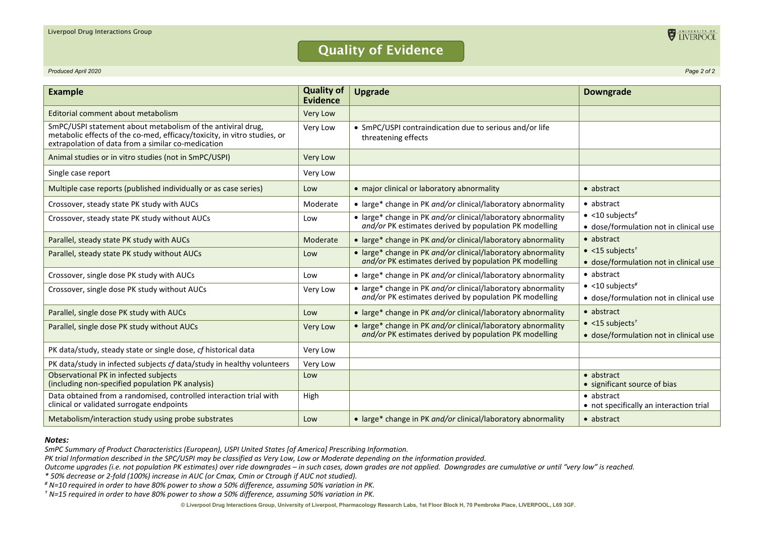# Quality of Evidence

*Produced April 2020*

| Example | Quality of Evidence | Upgrade | Downgrade |
|---|---|---|---|
| Editorial comment about metabolism | Very Low | | |
| SmPC/USPI statement about metabolism of the antiviral drug, metabolic effects of the co-med, efficacy/toxicity, in vitro studies, or extrapolation of data from a similar co-medication | Very Low | • SmPC/USPI contraindication due to serious and/or life threatening effects | |
| Animal studies or in vitro studies (not in SmPC/USPI) | Very Low | | |
| Single case report | Very Low | | |
| Multiple case reports (published individually or as case series) | Low | • major clinical or laboratory abnormality | • abstract |
| Crossover, steady state PK study with AUCs | Moderate | • large* change in PK *and/or* clinical/laboratory abnormality | • abstract<br>• <10 subjects[#]<br>• dose/formulation not in clinical use |
| Crossover, steady state PK study without AUCs | Low | • large* change in PK *and/or* clinical/laboratory abnormality *and/or* PK estimates derived by population PK modelling | |
| Parallel, steady state PK study with AUCs | Moderate | • large* change in PK *and/or* clinical/laboratory abnormality | • abstract<br>• <15 subjects[†]<br>• dose/formulation not in clinical use |
| Parallel, steady state PK study without AUCs | Low | • large* change in PK *and/or* clinical/laboratory abnormality *and/or* PK estimates derived by population PK modelling | |
| Crossover, single dose PK study with AUCs | Low | • large* change in PK *and/or* clinical/laboratory abnormality | • abstract<br>• <10 subjects[#]<br>• dose/formulation not in clinical use |
| Crossover, single dose PK study without AUCs | Very Low | • large* change in PK *and/or* clinical/laboratory abnormality *and/or* PK estimates derived by population PK modelling | |
| Parallel, single dose PK study with AUCs | Low | • large* change in PK *and/or* clinical/laboratory abnormality | • abstract<br>• <15 subjects[†]<br>• dose/formulation not in clinical use |
| Parallel, single dose PK study without AUCs | Very Low | • large* change in PK *and/or* clinical/laboratory abnormality *and/or* PK estimates derived by population PK modelling | |
| PK data/study, steady state or single dose, *cf* historical data | Very Low | | |
| PK data/study in infected subjects *cf* data/study in healthy volunteers | Very Low | | |
| Observational PK in infected subjects (including non-specified population PK analysis) | Low | | • abstract<br>• significant source of bias |
| Data obtained from a randomised, controlled interaction trial with clinical or validated surrogate endpoints | High | | • abstract<br>• not specifically an interaction trial |
| Metabolism/interaction study using probe substrates | Low | • large* change in PK *and/or* clinical/laboratory abnormality | • abstract |

***Notes:***

*SmPC Summary of Product Characteristics (European), USPI United States [of America] Prescribing Information.*

*PK trial Information described in the SPC/USPI may be classified as Very Low, Low or Moderate depending on the information provided.*

*Outcome upgrades (i.e. not population PK estimates) over ride downgrades – in such cases, down grades are not applied. Downgrades are cumulative or until "very low" is reached.*

*\* 50% decrease or 2-fold (100%) increase in AUC (or Cmax, Cmin or Ctrough if AUC not studied).*

*[#] N=10 required in order to have 80% power to show a 50% difference, assuming 50% variation in PK.*

*[†] N=15 required in order to have 80% power to show a 50% difference, assuming 50% variation in PK.*

© Liverpool Drug Interactions Group, University of Liverpool, Pharmacology Research Labs, 1st Floor Block H, 70 Pembroke Place, LIVERPOOL, L69 3GF.